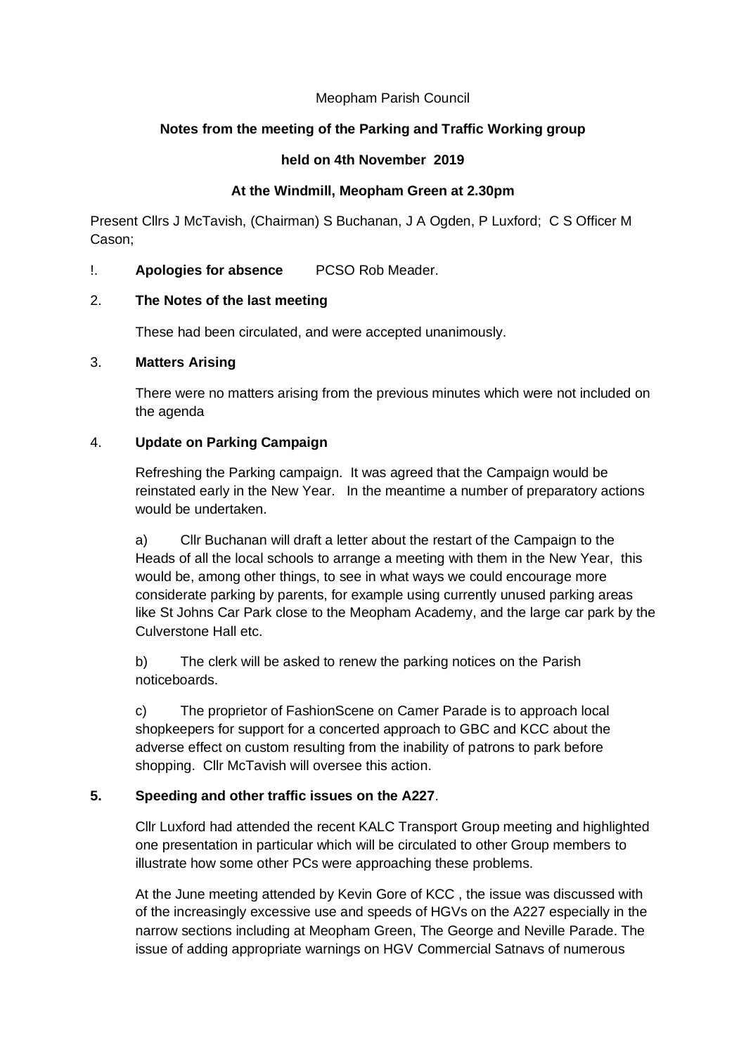Meopham Parish Council

**Notes from the meeting of the Parking and Traffic Working group**

**held on 4th November 2019**

**At the Windmill, Meopham Green at 2.30pm**

Present Cllrs J McTavish, (Chairman) S Buchanan, J A Ogden, P Luxford; C S Officer M Cason;

!. **Apologies for absence** PCSO Rob Meader.

2. **The Notes of the last meeting**

These had been circulated, and were accepted unanimously.

3. **Matters Arising**

There were no matters arising from the previous minutes which were not included on the agenda

4. **Update on Parking Campaign**

Refreshing the Parking campaign. It was agreed that the Campaign would be reinstated early in the New Year. In the meantime a number of preparatory actions would be undertaken.

a) Cllr Buchanan will draft a letter about the restart of the Campaign to the Heads of all the local schools to arrange a meeting with them in the New Year, this would be, among other things, to see in what ways we could encourage more considerate parking by parents, for example using currently unused parking areas like St Johns Car Park close to the Meopham Academy, and the large car park by the Culverstone Hall etc.

b) The clerk will be asked to renew the parking notices on the Parish noticeboards.

c) The proprietor of FashionScene on Camer Parade is to approach local shopkeepers for support for a concerted approach to GBC and KCC about the adverse effect on custom resulting from the inability of patrons to park before shopping. Cllr McTavish will oversee this action.

**5. Speeding and other traffic issues on the A227**.

Cllr Luxford had attended the recent KALC Transport Group meeting and highlighted one presentation in particular which will be circulated to other Group members to illustrate how some other PCs were approaching these problems.

At the June meeting attended by Kevin Gore of KCC , the issue was discussed with of the increasingly excessive use and speeds of HGVs on the A227 especially in the narrow sections including at Meopham Green, The George and Neville Parade. The issue of adding appropriate warnings on HGV Commercial Satnavs of numerous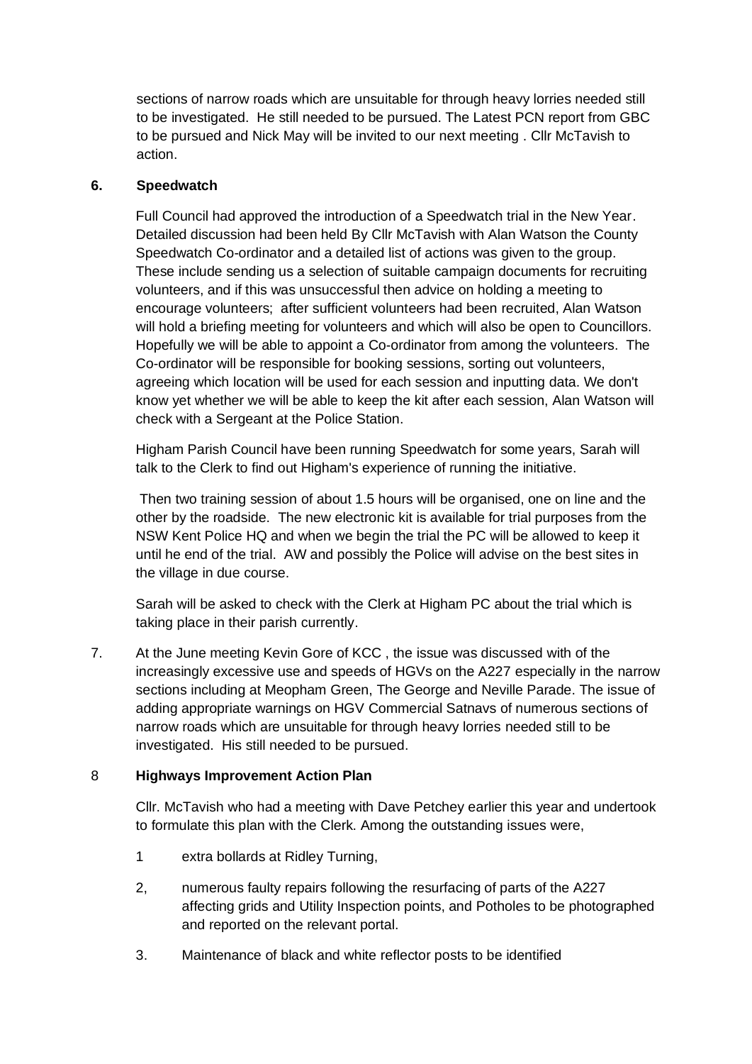sections of narrow roads which are unsuitable for through heavy lorries needed still to be investigated. He still needed to be pursued. The Latest PCN report from GBC to be pursued and Nick May will be invited to our next meeting . Cllr McTavish to action.

**6. Speedwatch**

Full Council had approved the introduction of a Speedwatch trial in the New Year. Detailed discussion had been held By Cllr McTavish with Alan Watson the County Speedwatch Co-ordinator and a detailed list of actions was given to the group. These include sending us a selection of suitable campaign documents for recruiting volunteers, and if this was unsuccessful then advice on holding a meeting to encourage volunteers; after sufficient volunteers had been recruited, Alan Watson will hold a briefing meeting for volunteers and which will also be open to Councillors. Hopefully we will be able to appoint a Co-ordinator from among the volunteers. The Co-ordinator will be responsible for booking sessions, sorting out volunteers, agreeing which location will be used for each session and inputting data. We don't know yet whether we will be able to keep the kit after each session, Alan Watson will check with a Sergeant at the Police Station.

Higham Parish Council have been running Speedwatch for some years, Sarah will talk to the Clerk to find out Higham's experience of running the initiative.

Then two training session of about 1.5 hours will be organised, one on line and the other by the roadside. The new electronic kit is available for trial purposes from the NSW Kent Police HQ and when we begin the trial the PC will be allowed to keep it until he end of the trial. AW and possibly the Police will advise on the best sites in the village in due course.

Sarah will be asked to check with the Clerk at Higham PC about the trial which is taking place in their parish currently.

7. At the June meeting Kevin Gore of KCC , the issue was discussed with of the increasingly excessive use and speeds of HGVs on the A227 especially in the narrow sections including at Meopham Green, The George and Neville Parade. The issue of adding appropriate warnings on HGV Commercial Satnavs of numerous sections of narrow roads which are unsuitable for through heavy lorries needed still to be investigated. His still needed to be pursued.

**8 Highways Improvement Action Plan**

Cllr. McTavish who had a meeting with Dave Petchey earlier this year and undertook to formulate this plan with the Clerk. Among the outstanding issues were,

1 extra bollards at Ridley Turning,

2, numerous faulty repairs following the resurfacing of parts of the A227 affecting grids and Utility Inspection points, and Potholes to be photographed and reported on the relevant portal.

3. Maintenance of black and white reflector posts to be identified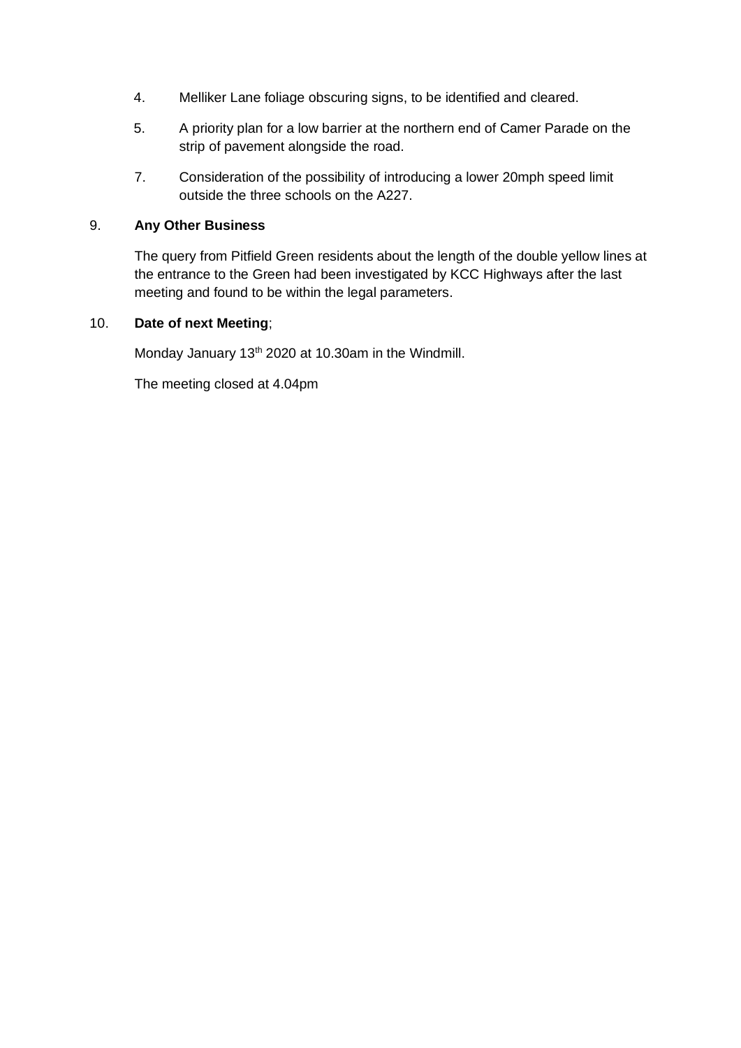4. Melliker Lane foliage obscuring signs, to be identified and cleared.

5. A priority plan for a low barrier at the northern end of Camer Parade on the strip of pavement alongside the road.

7. Consideration of the possibility of introducing a lower 20mph speed limit outside the three schools on the A227.

9. **Any Other Business**

The query from Pitfield Green residents about the length of the double yellow lines at the entrance to the Green had been investigated by KCC Highways after the last meeting and found to be within the legal parameters.

10. **Date of next Meeting**;

Monday January 13th 2020 at 10.30am in the Windmill.

The meeting closed at 4.04pm